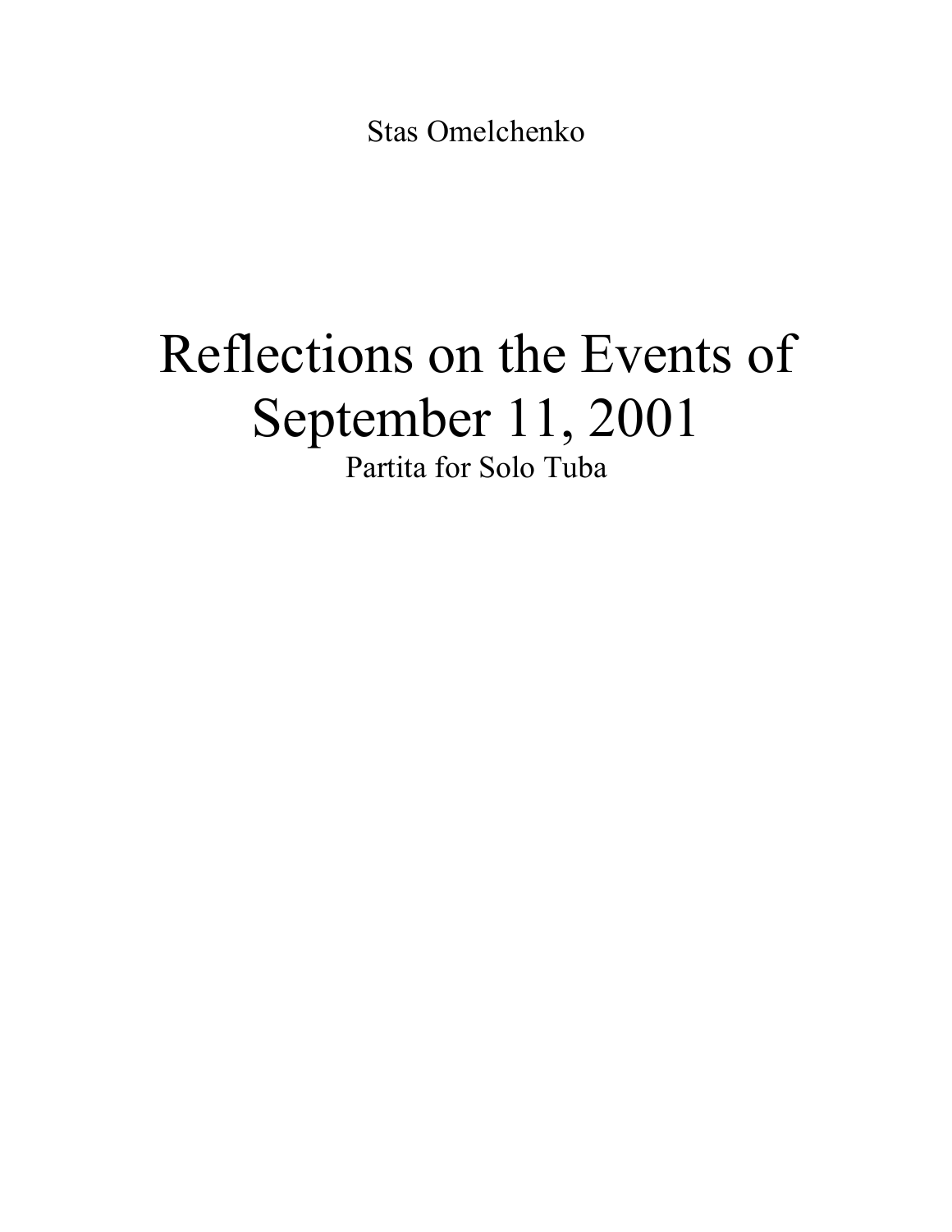Stas Omelchenko

# Reflections on the Events of September 11, 2001

Partita for Solo Tuba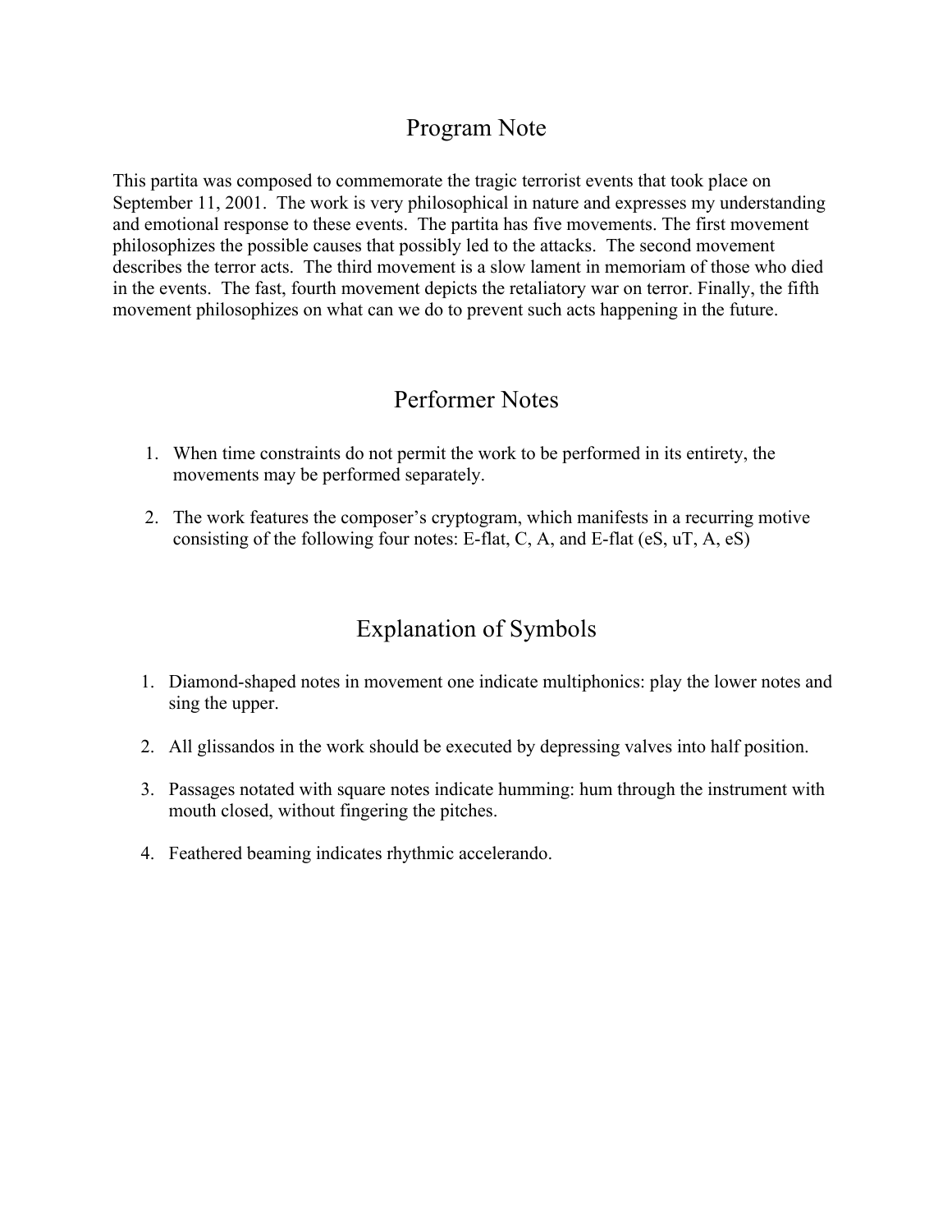## Program Note

This partita was composed to commemorate the tragic terrorist events that took place on September 11, 2001. The work is very philosophical in nature and expresses my understanding and emotional response to these events. The partita has five movements. The first movement philosophizes the possible causes that possibly led to the attacks. The second movement describes the terror acts. The third movement is a slow lament in memoriam of those who died in the events. The fast, fourth movement depicts the retaliatory war on terror. Finally, the fifth movement philosophizes on what can we do to prevent such acts happening in the future.

## Performer Notes

1. When time constraints do not permit the work to be performed in its entirety, the movements may be performed separately.

2. The work features the composer's cryptogram, which manifests in a recurring motive consisting of the following four notes: E-flat, C, A, and E-flat (eS, uT, A, eS)

## Explanation of Symbols

1. Diamond-shaped notes in movement one indicate multiphonics: play the lower notes and sing the upper.

2. All glissandos in the work should be executed by depressing valves into half position.

3. Passages notated with square notes indicate humming: hum through the instrument with mouth closed, without fingering the pitches.

4. Feathered beaming indicates rhythmic accelerando.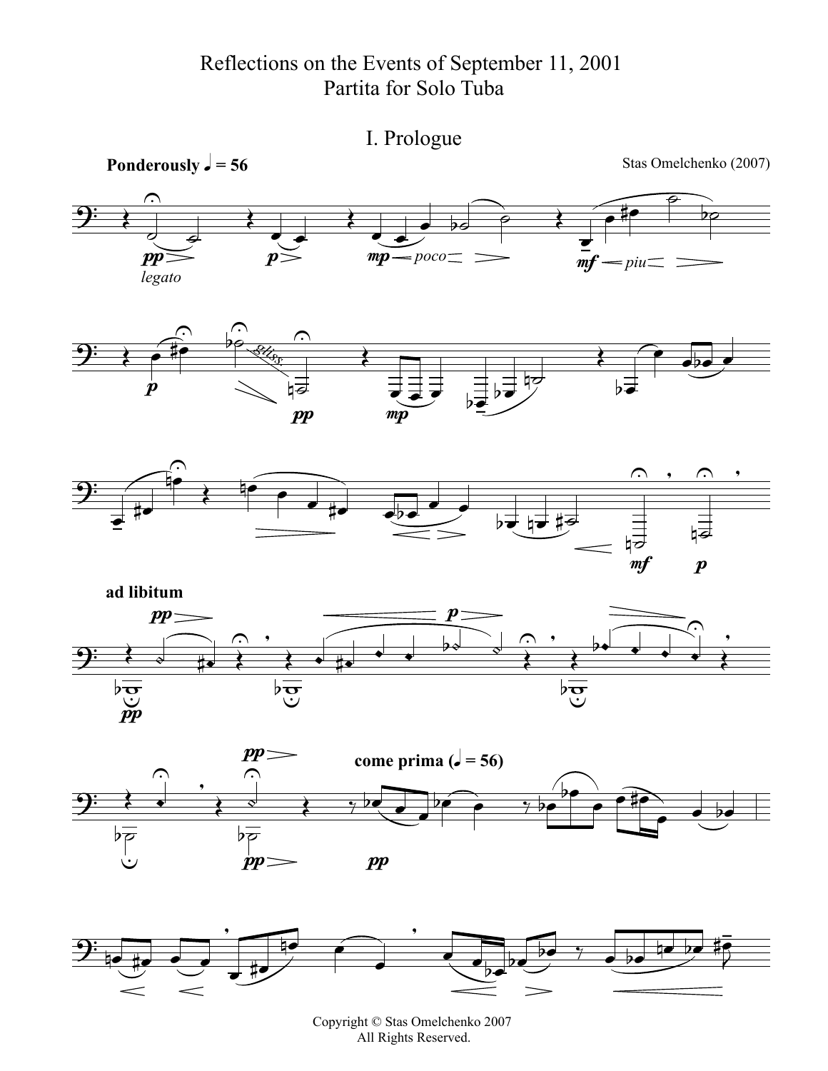Reflections on the Events of September 11, 2001
Partita for Solo Tuba

# I. Prologue

**Ponderously** ♩ = 56

Stas Omelchenko (2007)

*legato*

**ad libitum**

**come prima** (♩ = 56)

Copyright © Stas Omelchenko 2007
All Rights Reserved.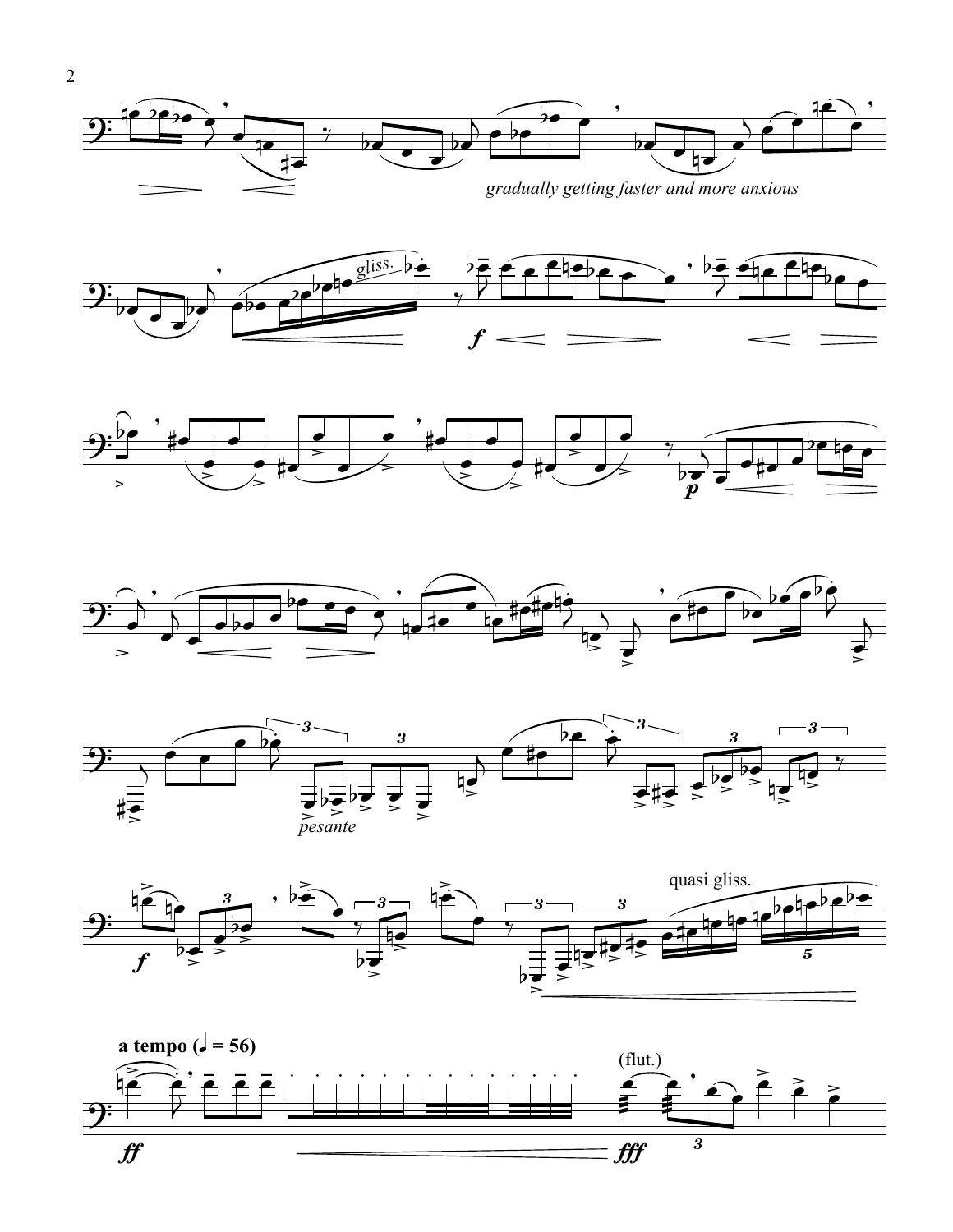*gradually getting faster and more anxious*

gliss.

*pesante*

quasi gliss.

**a tempo (♩ = 56)**

(flut.)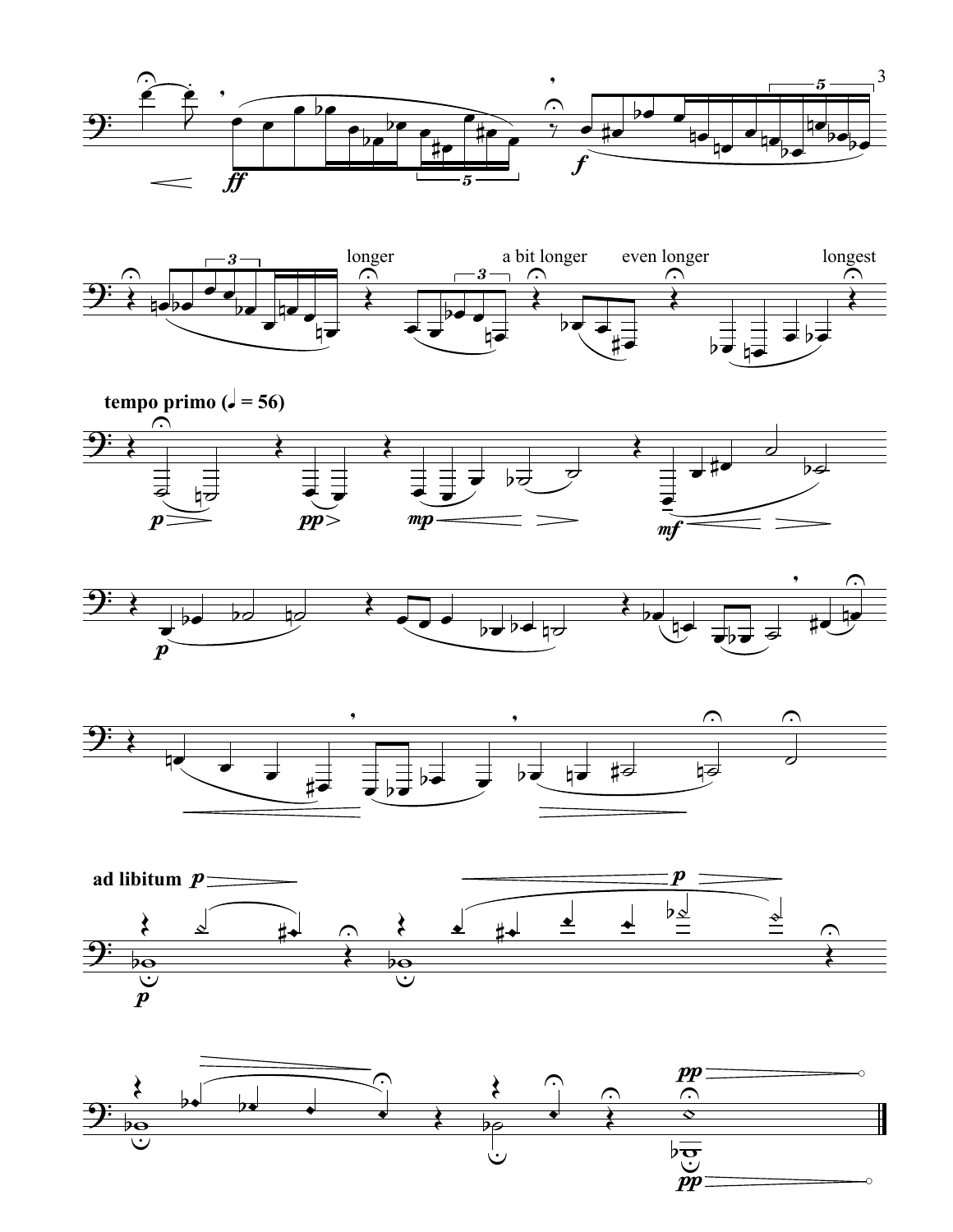longer

a bit longer

even longer

longest

**tempo primo (♩ = 56)**

**ad libitum**